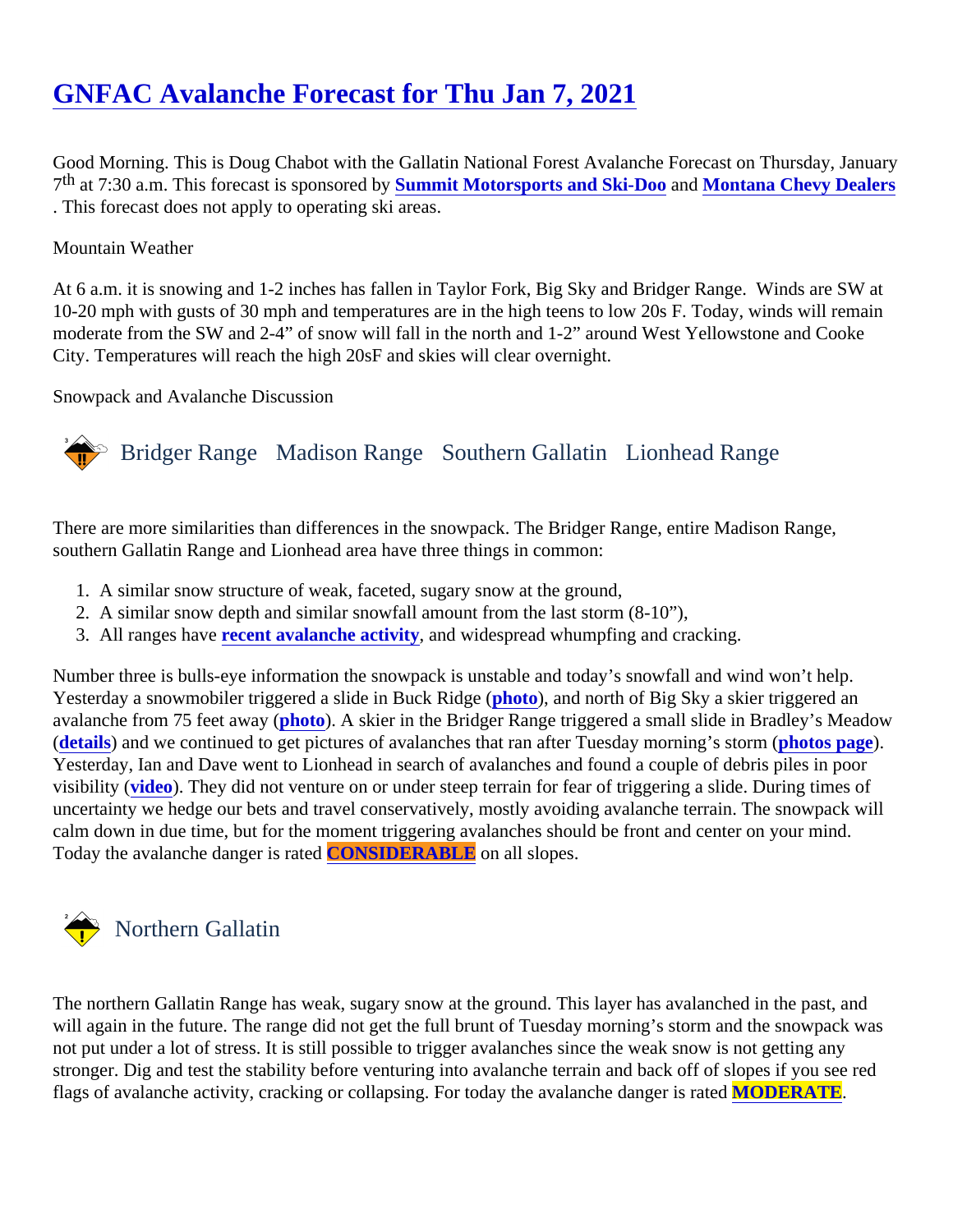# GNFAC Avalanche Forecast for Thu Jan 7, 2021

Good Morning. This is Doug Chabot with the Gallatin National Forest Avalanche Forecast on Thursday, January 7th at 7:30 a.m. This forecast is sponsored by **Summit Motorsports and Ski-Doo** and **Montana Chevy Dealers**. This forecast does not apply to operating ski areas.

Mountain Weather

At 6 a.m. it is snowing and 1-2 inches has fallen in Taylor Fork, Big Sky and Bridger Range. Winds are SW at 10-20 mph with gusts of 30 mph and temperatures are in the high teens to low 20s F. Today, winds will remain moderate from the SW and 2-4" of snow will fall in the north and 1-2" around West Yellowstone and Cooke City. Temperatures will reach the high 20sF and skies will clear overnight.

Snowpack and Avalanche Discussion

## Bridger Range Madison Range Southern Gallatin Lionhead Range

There are more similarities than differences in the snowpack. The Bridger Range, entire Madison Range, southern Gallatin Range and Lionhead area have three things in common:

1. A similar snow structure of weak, faceted, sugary snow at the ground,
2. A similar snow depth and similar snowfall amount from the last storm (8-10"),
3. All ranges have **recent avalanche activity**, and widespread whumpfing and cracking.

Number three is bulls-eye information the snowpack is unstable and today's snowfall and wind won't help. Yesterday a snowmobiler triggered a slide in Buck Ridge (**photo**), and north of Big Sky a skier triggered an avalanche from 75 feet away (**photo**). A skier in the Bridger Range triggered a small slide in Bradley's Meadow (**details**) and we continued to get pictures of avalanches that ran after Tuesday morning's storm (**photos page**). Yesterday, Ian and Dave went to Lionhead in search of avalanches and found a couple of debris piles in poor visibility (**video**). They did not venture on or under steep terrain for fear of triggering a slide. During times of uncertainty we hedge our bets and travel conservatively, mostly avoiding avalanche terrain. The snowpack will calm down in due time, but for the moment triggering avalanches should be front and center on your mind. Today the avalanche danger is rated **CONSIDERABLE** on all slopes.

## Northern Gallatin

The northern Gallatin Range has weak, sugary snow at the ground. This layer has avalanched in the past, and will again in the future. The range did not get the full brunt of Tuesday morning's storm and the snowpack was not put under a lot of stress. It is still possible to trigger avalanches since the weak snow is not getting any stronger. Dig and test the stability before venturing into avalanche terrain and back off of slopes if you see red flags of avalanche activity, cracking or collapsing. For today the avalanche danger is rated **MODERATE**.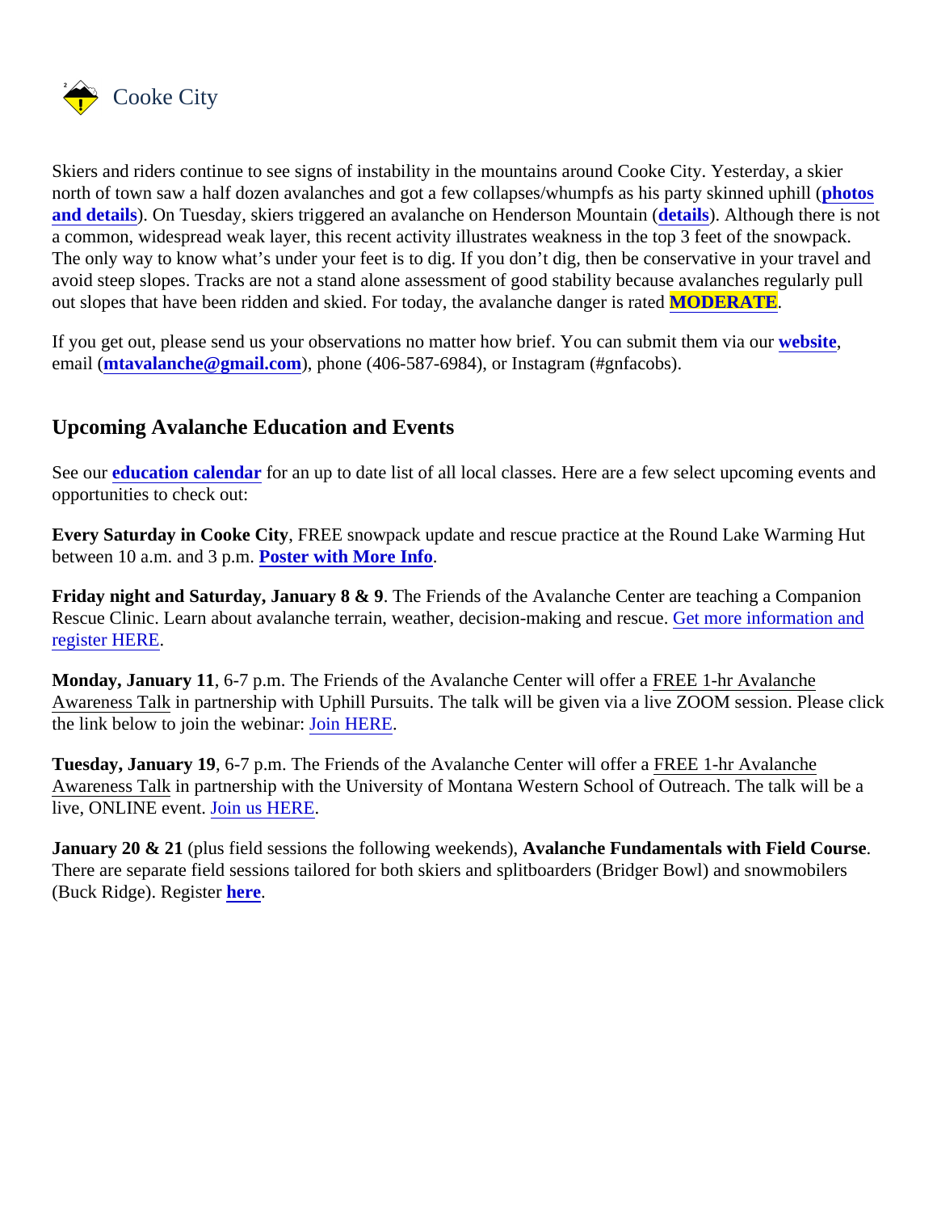## Cooke City

Skiers and riders continue to see signs of instability in the mountains around Cooke City. Yesterday, a skier north of town saw a half dozen avalanches and got a few collapses/whumpfs as his party skinned uphill (**photos and details**). On Tuesday, skiers triggered an avalanche on Henderson Mountain (**details**). Although there is not a common, widespread weak layer, this recent activity illustrates weakness in the top 3 feet of the snowpack. The only way to know what's under your feet is to dig. If you don't dig, then be conservative in your travel and avoid steep slopes. Tracks are not a stand alone assessment of good stability because avalanches regularly pull out slopes that have been ridden and skied. For today, the avalanche danger is rated **MODERATE**.

If you get out, please send us your observations no matter how brief. You can submit them via our **website**, email (**mtavalanche@gmail.com**), phone (406-587-6984), or Instagram (#gnfacobs).

## Upcoming Avalanche Education and Events

See our **education calendar** for an up to date list of all local classes. Here are a few select upcoming events and opportunities to check out:

**Every Saturday in Cooke City**, FREE snowpack update and rescue practice at the Round Lake Warming Hut between 10 a.m. and 3 p.m. **Poster with More Info**.

**Friday night and Saturday, January 8 & 9**. The Friends of the Avalanche Center are teaching a Companion Rescue Clinic. Learn about avalanche terrain, weather, decision-making and rescue. Get more information and register HERE.

**Monday, January 11**, 6-7 p.m. The Friends of the Avalanche Center will offer a FREE 1-hr Avalanche Awareness Talk in partnership with Uphill Pursuits. The talk will be given via a live ZOOM session. Please click the link below to join the webinar: Join HERE.

**Tuesday, January 19**, 6-7 p.m. The Friends of the Avalanche Center will offer a FREE 1-hr Avalanche Awareness Talk in partnership with the University of Montana Western School of Outreach. The talk will be a live, ONLINE event. Join us HERE.

**January 20 & 21** (plus field sessions the following weekends), **Avalanche Fundamentals with Field Course**. There are separate field sessions tailored for both skiers and splitboarders (Bridger Bowl) and snowmobilers (Buck Ridge). Register **here**.